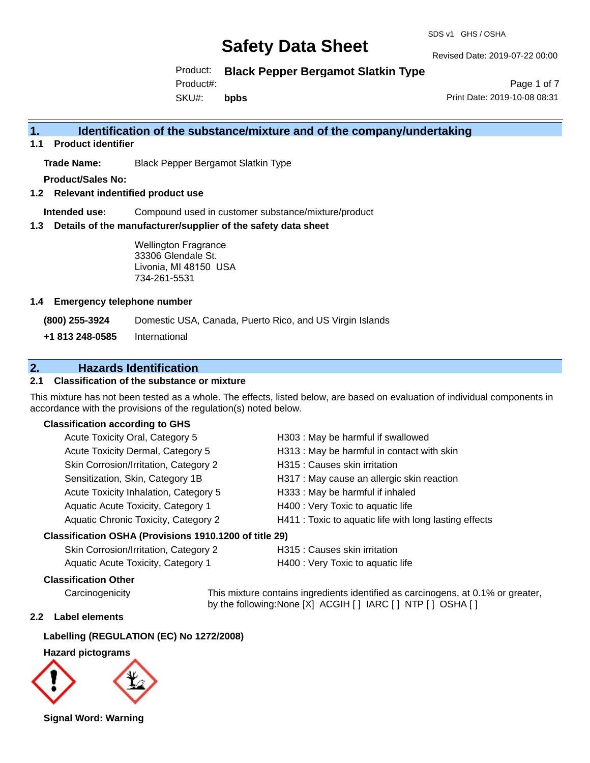# Safety Data Sheet

SDS v1 GHS / OSHA

Revised Date: 2019-07-22 00:00

Product: **Black Pepper Bergamot Slatkin Type**

Product#:

SKU#: **bpbs**

Print Date: 2019-10-08 08:31

## 1. Identification of the substance/mixture and of the company/undertaking

### 1.1 Product identifier

**Trade Name:** Black Pepper Bergamot Slatkin Type

**Product/Sales No:**

### 1.2 Relevant identified product use

**Intended use:** Compound used in customer substance/mixture/product

### 1.3 Details of the manufacturer/supplier of the safety data sheet

Wellington Fragrance
33306 Glendale St.
Livonia, MI 48150 USA
734-261-5531

### 1.4 Emergency telephone number

**(800) 255-3924** Domestic USA, Canada, Puerto Rico, and US Virgin Islands

**+1 813 248-0585** International

## 2. Hazards Identification

### 2.1 Classification of the substance or mixture

This mixture has not been tested as a whole. The effects, listed below, are based on evaluation of individual components in accordance with the provisions of the regulation(s) noted below.

**Classification according to GHS**

| | |
|---|---|
| Acute Toxicity Oral, Category 5 | H303 : May be harmful if swallowed |
| Acute Toxicity Dermal, Category 5 | H313 : May be harmful in contact with skin |
| Skin Corrosion/Irritation, Category 2 | H315 : Causes skin irritation |
| Sensitization, Skin, Category 1B | H317 : May cause an allergic skin reaction |
| Acute Toxicity Inhalation, Category 5 | H333 : May be harmful if inhaled |
| Aquatic Acute Toxicity, Category 1 | H400 : Very Toxic to aquatic life |
| Aquatic Chronic Toxicity, Category 2 | H411 : Toxic to aquatic life with long lasting effects |

**Classification OSHA (Provisions 1910.1200 of title 29)**

| | |
|---|---|
| Skin Corrosion/Irritation, Category 2 | H315 : Causes skin irritation |
| Aquatic Acute Toxicity, Category 1 | H400 : Very Toxic to aquatic life |

**Classification Other**

Carcinogenicity: This mixture contains ingredients identified as carcinogens, at 0.1% or greater, by the following:None [X] ACGIH [ ] IARC [ ] NTP [ ] OSHA [ ]

### 2.2 Label elements

**Labelling (REGULATION (EC) No 1272/2008)**

**Hazard pictograms**

**Signal Word: Warning**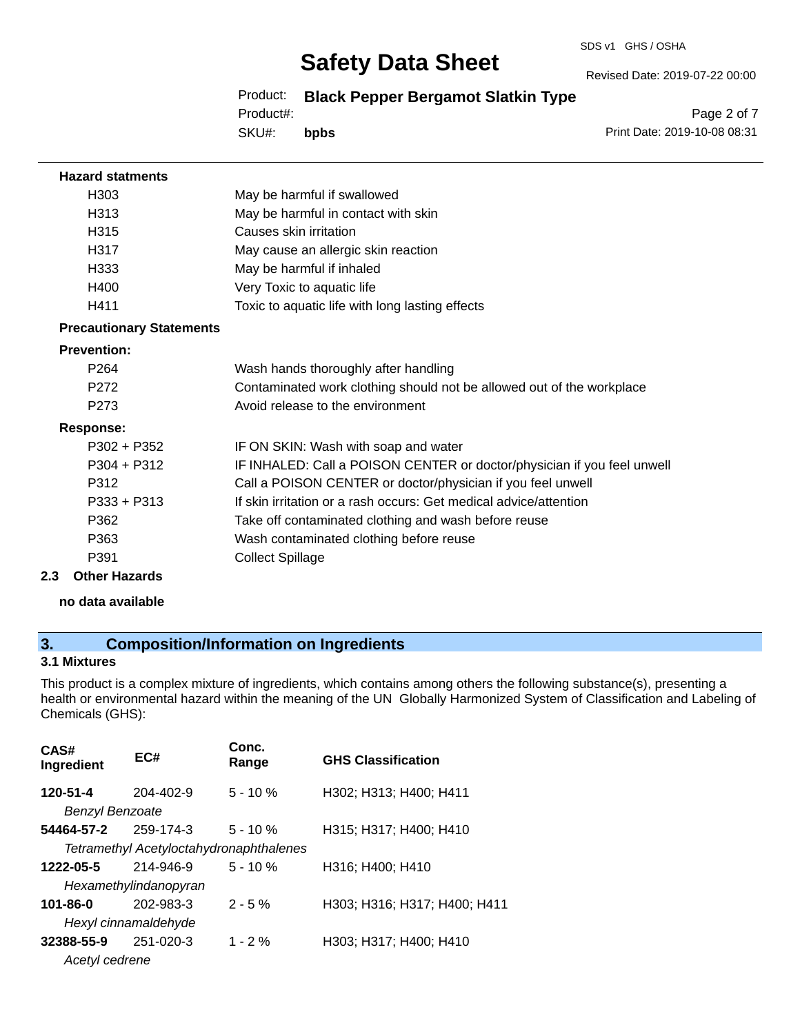**Hazard statments**

| | |
|---|---|
| H303 | May be harmful if swallowed |
| H313 | May be harmful in contact with skin |
| H315 | Causes skin irritation |
| H317 | May cause an allergic skin reaction |
| H333 | May be harmful if inhaled |
| H400 | Very Toxic to aquatic life |
| H411 | Toxic to aquatic life with long lasting effects |

**Precautionary Statements**

**Prevention:**

| | |
|---|---|
| P264 | Wash hands thoroughly after handling |
| P272 | Contaminated work clothing should not be allowed out of the workplace |
| P273 | Avoid release to the environment |

**Response:**

| | |
|---|---|
| P302 + P352 | IF ON SKIN: Wash with soap and water |
| P304 + P312 | IF INHALED: Call a POISON CENTER or doctor/physician if you feel unwell |
| P312 | Call a POISON CENTER or doctor/physician if you feel unwell |
| P333 + P313 | If skin irritation or a rash occurs: Get medical advice/attention |
| P362 | Take off contaminated clothing and wash before reuse |
| P363 | Wash contaminated clothing before reuse |
| P391 | Collect Spillage |

### 2.3 Other Hazards

**no data available**

## 3. Composition/Information on Ingredients

### 3.1 Mixtures

This product is a complex mixture of ingredients, which contains among others the following substance(s), presenting a health or environmental hazard within the meaning of the UN Globally Harmonized System of Classification and Labeling of Chemicals (GHS):

| CAS# Ingredient | EC# | Conc. Range | GHS Classification |
|---|---|---|---|
| **120-51-4** | 204-402-9 | 5 - 10 % | H302; H313; H400; H411 |
| *Benzyl Benzoate* | | | |
| **54464-57-2** | 259-174-3 | 5 - 10 % | H315; H317; H400; H410 |
| *Tetramethyl Acetyloctahydronaphthalenes* | | | |
| **1222-05-5** | 214-946-9 | 5 - 10 % | H316; H400; H410 |
| *Hexamethylindanopyran* | | | |
| **101-86-0** | 202-983-3 | 2 - 5 % | H303; H316; H317; H400; H411 |
| *Hexyl cinnamaldehyde* | | | |
| **32388-55-9** | 251-020-3 | 1 - 2 % | H303; H317; H400; H410 |
| *Acetyl cedrene* | | | |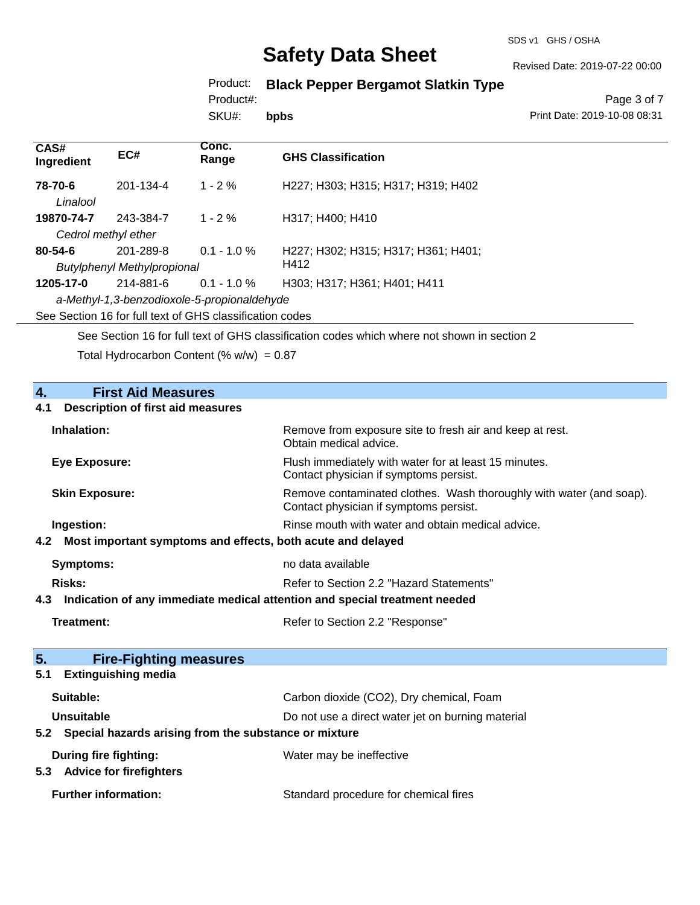| CAS# Ingredient | EC# | Conc. Range | GHS Classification |
|---|---|---|---|
| **78-70-6** *Linalool* | 201-134-4 | 1 - 2 % | H227; H303; H315; H317; H319; H402 |
| **19870-74-7** *Cedrol methyl ether* | 243-384-7 | 1 - 2 % | H317; H400; H410 |
| **80-54-6** *Butylphenyl Methylpropional* | 201-289-8 | 0.1 - 1.0 % | H227; H302; H315; H317; H361; H401; H412 |
| **1205-17-0** *a-Methyl-1,3-benzodioxole-5-propionaldehyde* | 214-881-6 | 0.1 - 1.0 % | H303; H317; H361; H401; H411 |

See Section 16 for full text of GHS classification codes

See Section 16 for full text of GHS classification codes which where not shown in section 2

Total Hydrocarbon Content (% w/w) = 0.87

## 4. First Aid Measures

### 4.1 Description of first aid measures

**Inhalation:** Remove from exposure site to fresh air and keep at rest. Obtain medical advice.

**Eye Exposure:** Flush immediately with water for at least 15 minutes. Contact physician if symptoms persist.

**Skin Exposure:** Remove contaminated clothes. Wash thoroughly with water (and soap). Contact physician if symptoms persist.

**Ingestion:** Rinse mouth with water and obtain medical advice.

### 4.2 Most important symptoms and effects, both acute and delayed

**Symptoms:** no data available

**Risks:** Refer to Section 2.2 "Hazard Statements"

### 4.3 Indication of any immediate medical attention and special treatment needed

**Treatment:** Refer to Section 2.2 "Response"

## 5. Fire-Fighting measures

### 5.1 Extinguishing media

**Suitable:** Carbon dioxide ($CO_2$), Dry chemical, Foam

**Unsuitable** Do not use a direct water jet on burning material

### 5.2 Special hazards arising from the substance or mixture

**During fire fighting:** Water may be ineffective

### 5.3 Advice for firefighters

**Further information:** Standard procedure for chemical fires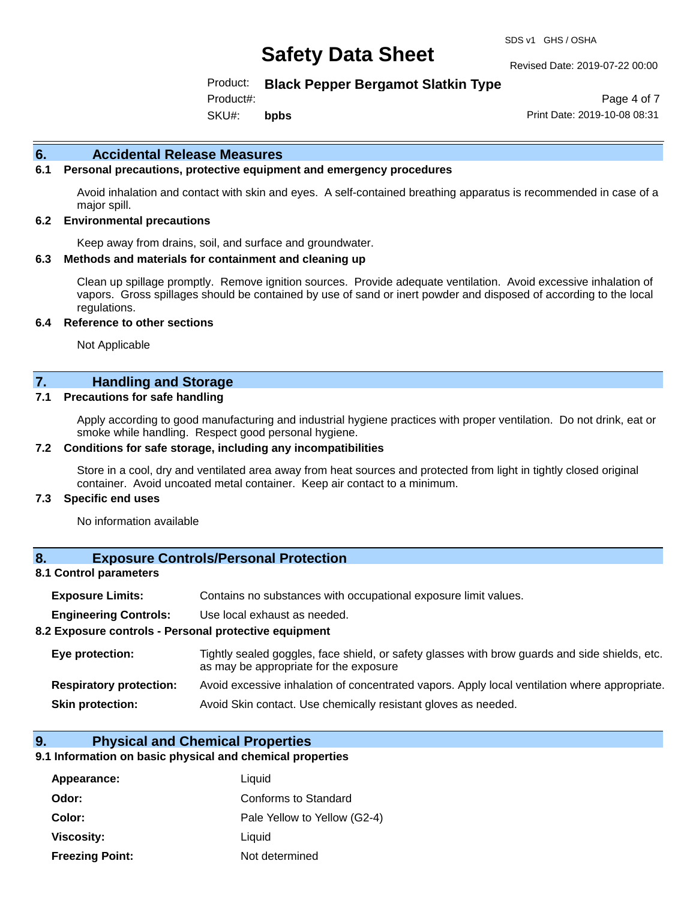## 6. Accidental Release Measures

### 6.1 Personal precautions, protective equipment and emergency procedures

Avoid inhalation and contact with skin and eyes. A self-contained breathing apparatus is recommended in case of a major spill.

### 6.2 Environmental precautions

Keep away from drains, soil, and surface and groundwater.

### 6.3 Methods and materials for containment and cleaning up

Clean up spillage promptly. Remove ignition sources. Provide adequate ventilation. Avoid excessive inhalation of vapors. Gross spillages should be contained by use of sand or inert powder and disposed of according to the local regulations.

### 6.4 Reference to other sections

Not Applicable

## 7. Handling and Storage

### 7.1 Precautions for safe handling

Apply according to good manufacturing and industrial hygiene practices with proper ventilation. Do not drink, eat or smoke while handling. Respect good personal hygiene.

### 7.2 Conditions for safe storage, including any incompatibilities

Store in a cool, dry and ventilated area away from heat sources and protected from light in tightly closed original container. Avoid uncoated metal container. Keep air contact to a minimum.

### 7.3 Specific end uses

No information available

## 8. Exposure Controls/Personal Protection

### 8.1 Control parameters

**Exposure Limits:** Contains no substances with occupational exposure limit values.

**Engineering Controls:** Use local exhaust as needed.

### 8.2 Exposure controls - Personal protective equipment

**Eye protection:** Tightly sealed goggles, face shield, or safety glasses with brow guards and side shields, etc. as may be appropriate for the exposure

**Respiratory protection:** Avoid excessive inhalation of concentrated vapors. Apply local ventilation where appropriate.

**Skin protection:** Avoid Skin contact. Use chemically resistant gloves as needed.

## 9. Physical and Chemical Properties

### 9.1 Information on basic physical and chemical properties

| | |
|---|---|
| **Appearance:** | Liquid |
| **Odor:** | Conforms to Standard |
| **Color:** | Pale Yellow to Yellow (G2-4) |
| **Viscosity:** | Liquid |
| **Freezing Point:** | Not determined |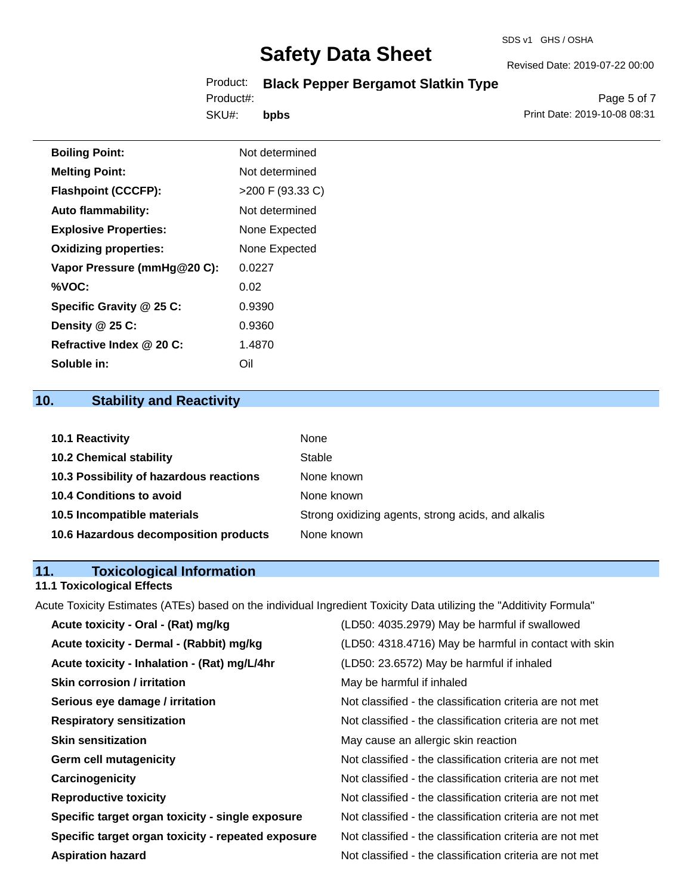| | |
|---|---|
| **Boiling Point:** | Not determined |
| **Melting Point:** | Not determined |
| **Flashpoint (CCCFP):** | >200 F (93.33 C) |
| **Auto flammability:** | Not determined |
| **Explosive Properties:** | None Expected |
| **Oxidizing properties:** | None Expected |
| **Vapor Pressure (mmHg@20 C):** | 0.0227 |
| **%VOC:** | 0.02 |
| **Specific Gravity @ 25 C:** | 0.9390 |
| **Density @ 25 C:** | 0.9360 |
| **Refractive Index @ 20 C:** | 1.4870 |
| **Soluble in:** | Oil |

## 10. Stability and Reactivity

| | |
|---|---|
| **10.1 Reactivity** | None |
| **10.2 Chemical stability** | Stable |
| **10.3 Possibility of hazardous reactions** | None known |
| **10.4 Conditions to avoid** | None known |
| **10.5 Incompatible materials** | Strong oxidizing agents, strong acids, and alkalis |
| **10.6 Hazardous decomposition products** | None known |

## 11. Toxicological Information

### 11.1 Toxicological Effects

Acute Toxicity Estimates (ATEs) based on the individual Ingredient Toxicity Data utilizing the "Additivity Formula"

| | |
|---|---|
| **Acute toxicity - Oral - (Rat) mg/kg** | (LD50: 4035.2979) May be harmful if swallowed |
| **Acute toxicity - Dermal - (Rabbit) mg/kg** | (LD50: 4318.4716) May be harmful in contact with skin |
| **Acute toxicity - Inhalation - (Rat) mg/L/4hr** | (LD50: 23.6572) May be harmful if inhaled |
| **Skin corrosion / irritation** | May be harmful if inhaled |
| **Serious eye damage / irritation** | Not classified - the classification criteria are not met |
| **Respiratory sensitization** | Not classified - the classification criteria are not met |
| **Skin sensitization** | May cause an allergic skin reaction |
| **Germ cell mutagenicity** | Not classified - the classification criteria are not met |
| **Carcinogenicity** | Not classified - the classification criteria are not met |
| **Reproductive toxicity** | Not classified - the classification criteria are not met |
| **Specific target organ toxicity - single exposure** | Not classified - the classification criteria are not met |
| **Specific target organ toxicity - repeated exposure** | Not classified - the classification criteria are not met |
| **Aspiration hazard** | Not classified - the classification criteria are not met |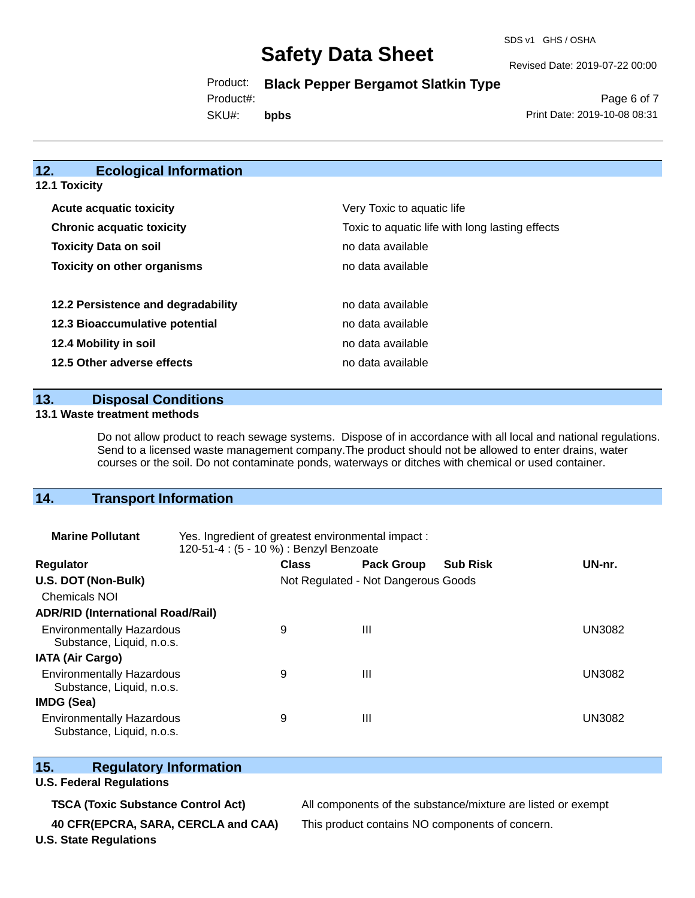## 12. Ecological Information

### 12.1 Toxicity

| | |
|---|---|
| **Acute acquatic toxicity** | Very Toxic to aquatic life |
| **Chronic acquatic toxicity** | Toxic to aquatic life with long lasting effects |
| **Toxicity Data on soil** | no data available |
| **Toxicity on other organisms** | no data available |
| **12.2 Persistence and degradability** | no data available |
| **12.3 Bioaccumulative potential** | no data available |
| **12.4 Mobility in soil** | no data available |
| **12.5 Other adverse effects** | no data available |

## 13. Disposal Conditions

### 13.1 Waste treatment methods

Do not allow product to reach sewage systems. Dispose of in accordance with all local and national regulations. Send to a licensed waste management company.The product should not be allowed to enter drains, water courses or the soil. Do not contaminate ponds, waterways or ditches with chemical or used container.

## 14. Transport Information

**Marine Pollutant** Yes. Ingredient of greatest environmental impact : 120-51-4 : (5 - 10 %) : Benzyl Benzoate

| Regulator | Class | Pack Group | Sub Risk | UN-nr. |
|---|---|---|---|---|
| **U.S. DOT (Non-Bulk)** | Not Regulated - Not Dangerous Goods | | | |
| Chemicals NOI | | | | |
| **ADR/RID (International Road/Rail)** | | | | |
| Environmentally Hazardous Substance, Liquid, n.o.s. | 9 | III | | UN3082 |
| **IATA (Air Cargo)** | | | | |
| Environmentally Hazardous Substance, Liquid, n.o.s. | 9 | III | | UN3082 |
| **IMDG (Sea)** | | | | |
| Environmentally Hazardous Substance, Liquid, n.o.s. | 9 | III | | UN3082 |

## 15. Regulatory Information

### U.S. Federal Regulations

| | |
|---|---|
| **TSCA (Toxic Substance Control Act)** | All components of the substance/mixture are listed or exempt |
| **40 CFR(EPCRA, SARA, CERCLA and CAA)** | This product contains NO components of concern. |

### U.S. State Regulations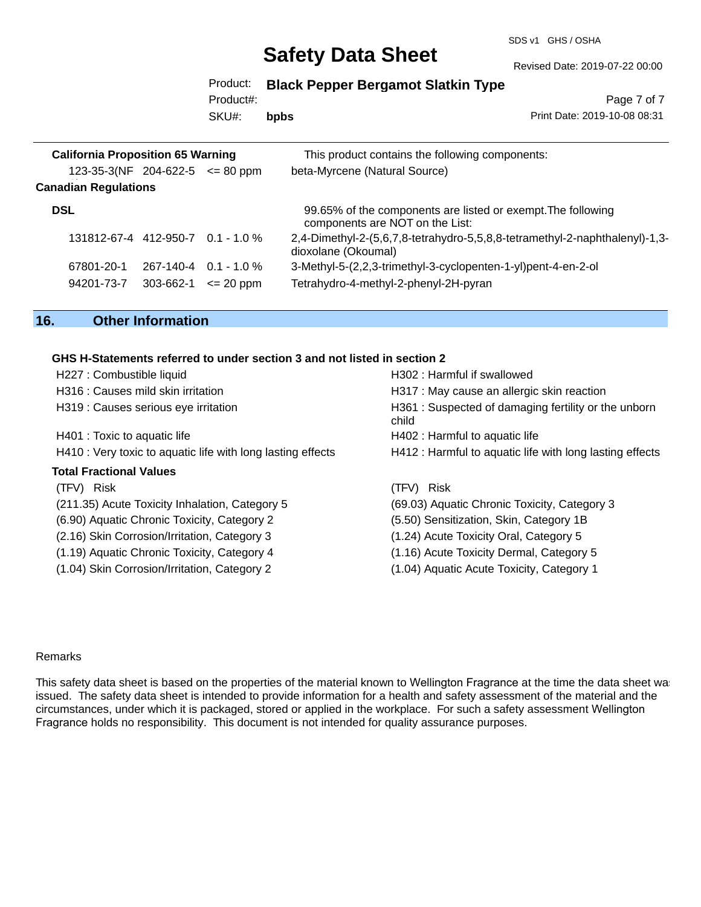**California Proposition 65 Warning**

This product contains the following components:

| | | | |
|---|---|---|---|
| 123-35-3(NF | 204-622-5 | <= 80 ppm | beta-Myrcene (Natural Source) |

**Canadian Regulations**

**DSL**

99.65% of the components are listed or exempt.The following components are NOT on the List:

| | | | |
|---|---|---|---|
| 131812-67-4 | 412-950-7 | 0.1 - 1.0 % | 2,4-Dimethyl-2-(5,6,7,8-tetrahydro-5,5,8,8-tetramethyl-2-naphthalenyl)-1,3-dioxolane (Okoumal) |
| 67801-20-1 | 267-140-4 | 0.1 - 1.0 % | 3-Methyl-5-(2,2,3-trimethyl-3-cyclopenten-1-yl)pent-4-en-2-ol |
| 94201-73-7 | 303-662-1 | <= 20 ppm | Tetrahydro-4-methyl-2-phenyl-2H-pyran |

## 16. Other Information

**GHS H-Statements referred to under section 3 and not listed in section 2**

H227 : Combustible liquid

H302 : Harmful if swallowed

H316 : Causes mild skin irritation

H317 : May cause an allergic skin reaction

H319 : Causes serious eye irritation

H361 : Suspected of damaging fertility or the unborn child

H401 : Toxic to aquatic life

H402 : Harmful to aquatic life

H410 : Very toxic to aquatic life with long lasting effects

H412 : Harmful to aquatic life with long lasting effects

**Total Fractional Values**

| (TFV) Risk | (TFV) Risk |
|---|---|
| (211.35) Acute Toxicity Inhalation, Category 5 | (69.03) Aquatic Chronic Toxicity, Category 3 |
| (6.90) Aquatic Chronic Toxicity, Category 2 | (5.50) Sensitization, Skin, Category 1B |
| (2.16) Skin Corrosion/Irritation, Category 3 | (1.24) Acute Toxicity Oral, Category 5 |
| (1.19) Aquatic Chronic Toxicity, Category 4 | (1.16) Acute Toxicity Dermal, Category 5 |
| (1.04) Skin Corrosion/Irritation, Category 2 | (1.04) Aquatic Acute Toxicity, Category 1 |

Remarks

This safety data sheet is based on the properties of the material known to Wellington Fragrance at the time the data sheet was issued. The safety data sheet is intended to provide information for a health and safety assessment of the material and the circumstances, under which it is packaged, stored or applied in the workplace. For such a safety assessment Wellington Fragrance holds no responsibility. This document is not intended for quality assurance purposes.